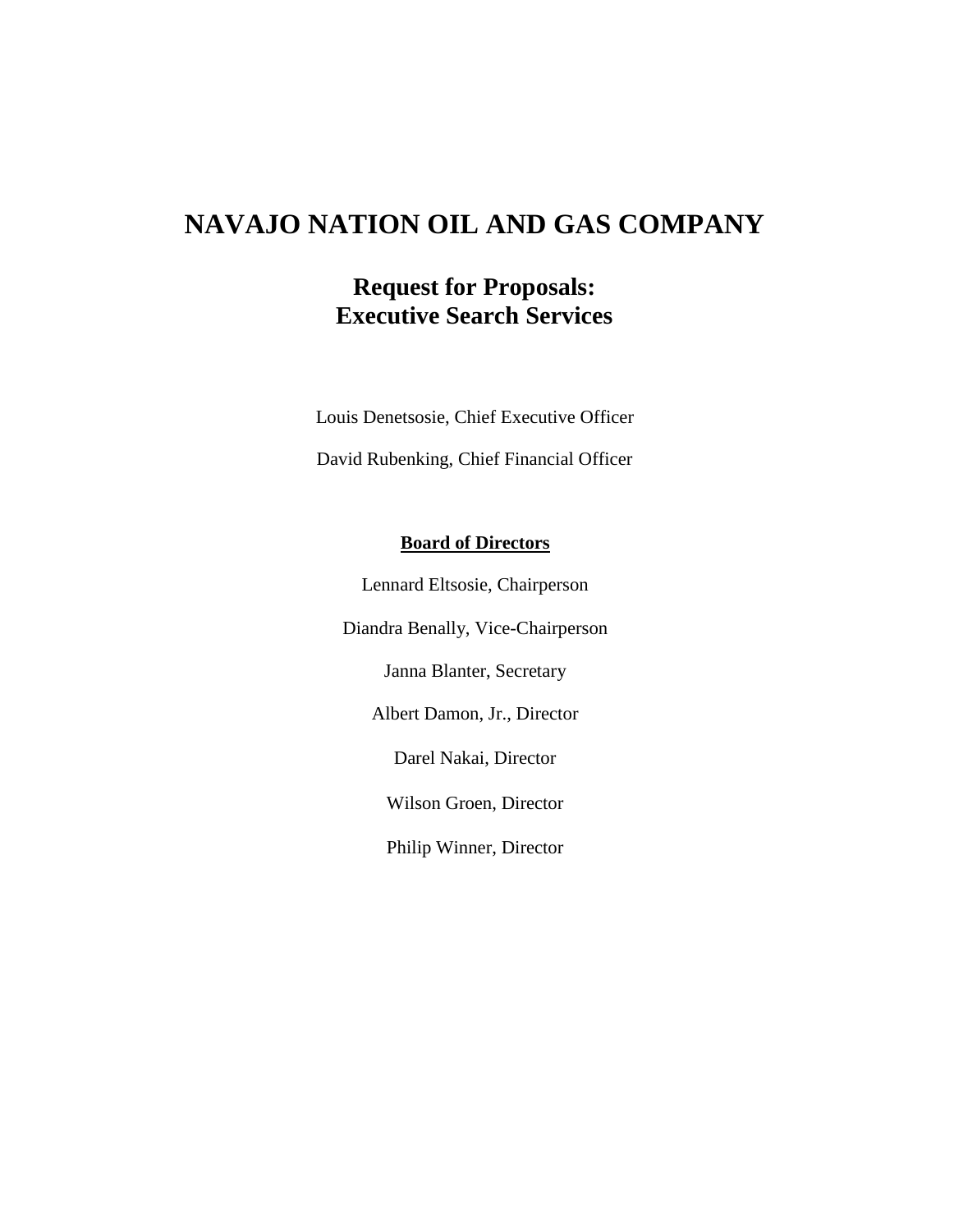# NAVAJO NATION OIL AND GAS COMPANY

## Request for Proposals:
## Executive Search Services

Louis Denetsosie, Chief Executive Officer

David Rubenking, Chief Financial Officer

**Board of Directors**

Lennard Eltsosie, Chairperson

Diandra Benally, Vice-Chairperson

Janna Blanter, Secretary

Albert Damon, Jr., Director

Darel Nakai, Director

Wilson Groen, Director

Philip Winner, Director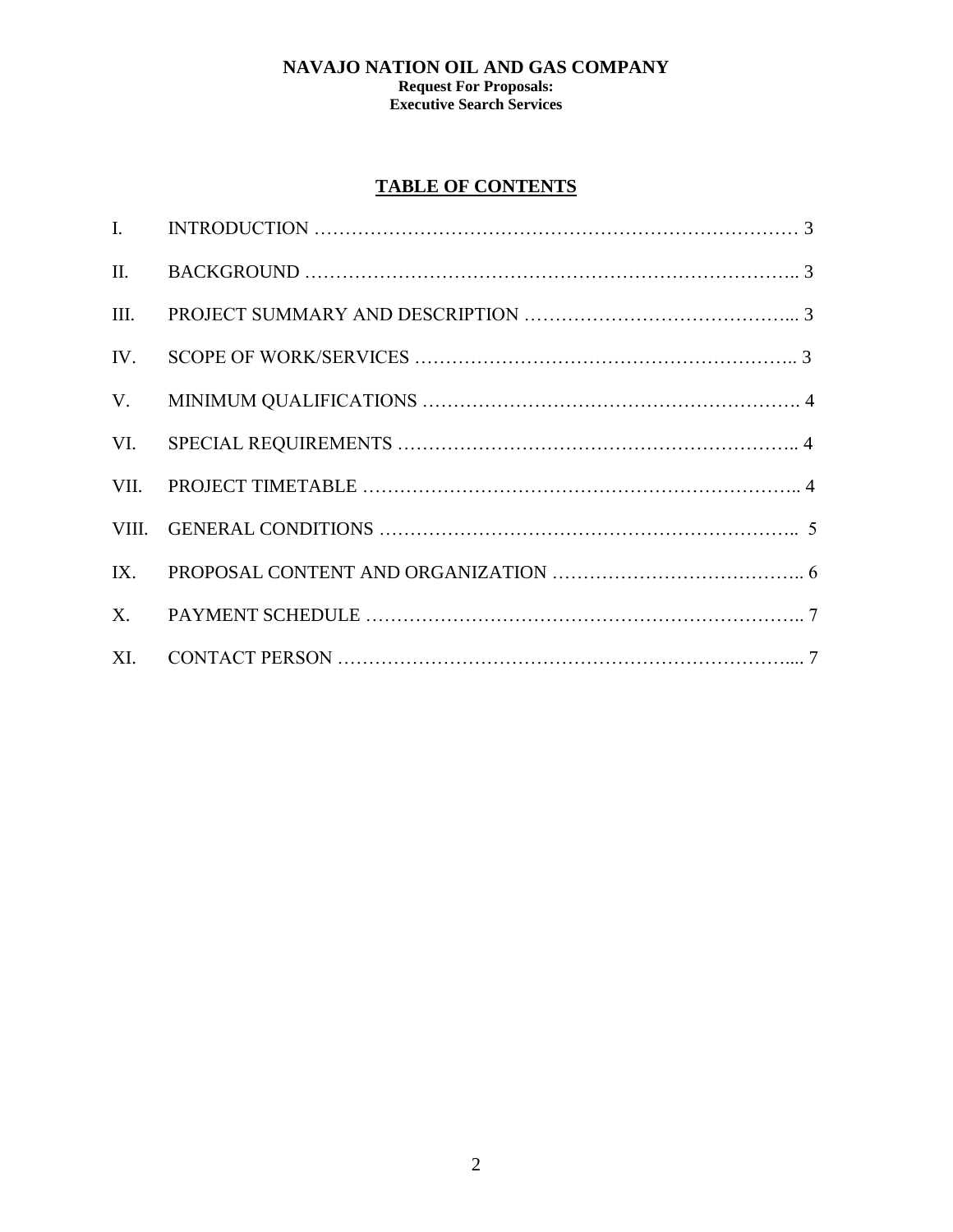**NAVAJO NATION OIL AND GAS COMPANY**
**Request For Proposals:**
**Executive Search Services**

## TABLE OF CONTENTS

| | | |
|---|---|---|
| I. | INTRODUCTION | 3 |
| II. | BACKGROUND | 3 |
| III. | PROJECT SUMMARY AND DESCRIPTION | 3 |
| IV. | SCOPE OF WORK/SERVICES | 3 |
| V. | MINIMUM QUALIFICATIONS | 4 |
| VI. | SPECIAL REQUIREMENTS | 4 |
| VII. | PROJECT TIMETABLE | 4 |
| VIII. | GENERAL CONDITIONS | 5 |
| IX. | PROPOSAL CONTENT AND ORGANIZATION | 6 |
| X. | PAYMENT SCHEDULE | 7 |
| XI. | CONTACT PERSON | 7 |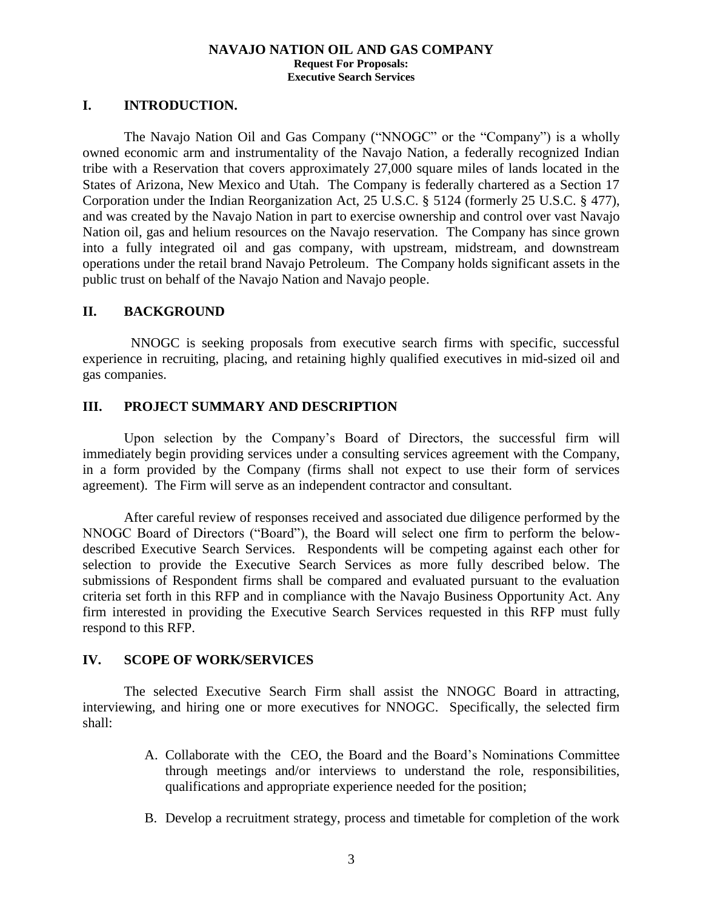**NAVAJO NATION OIL AND GAS COMPANY**
**Request For Proposals:**
**Executive Search Services**

## I. INTRODUCTION.

The Navajo Nation Oil and Gas Company ("NNOGC" or the "Company") is a wholly owned economic arm and instrumentality of the Navajo Nation, a federally recognized Indian tribe with a Reservation that covers approximately 27,000 square miles of lands located in the States of Arizona, New Mexico and Utah. The Company is federally chartered as a Section 17 Corporation under the Indian Reorganization Act, 25 U.S.C. § 5124 (formerly 25 U.S.C. § 477), and was created by the Navajo Nation in part to exercise ownership and control over vast Navajo Nation oil, gas and helium resources on the Navajo reservation. The Company has since grown into a fully integrated oil and gas company, with upstream, midstream, and downstream operations under the retail brand Navajo Petroleum. The Company holds significant assets in the public trust on behalf of the Navajo Nation and Navajo people.

## II. BACKGROUND

NNOGC is seeking proposals from executive search firms with specific, successful experience in recruiting, placing, and retaining highly qualified executives in mid-sized oil and gas companies.

## III. PROJECT SUMMARY AND DESCRIPTION

Upon selection by the Company's Board of Directors, the successful firm will immediately begin providing services under a consulting services agreement with the Company, in a form provided by the Company (firms shall not expect to use their form of services agreement). The Firm will serve as an independent contractor and consultant.

After careful review of responses received and associated due diligence performed by the NNOGC Board of Directors ("Board"), the Board will select one firm to perform the below-described Executive Search Services. Respondents will be competing against each other for selection to provide the Executive Search Services as more fully described below. The submissions of Respondent firms shall be compared and evaluated pursuant to the evaluation criteria set forth in this RFP and in compliance with the Navajo Business Opportunity Act. Any firm interested in providing the Executive Search Services requested in this RFP must fully respond to this RFP.

## IV. SCOPE OF WORK/SERVICES

The selected Executive Search Firm shall assist the NNOGC Board in attracting, interviewing, and hiring one or more executives for NNOGC. Specifically, the selected firm shall:

A. Collaborate with the CEO, the Board and the Board's Nominations Committee through meetings and/or interviews to understand the role, responsibilities, qualifications and appropriate experience needed for the position;

B. Develop a recruitment strategy, process and timetable for completion of the work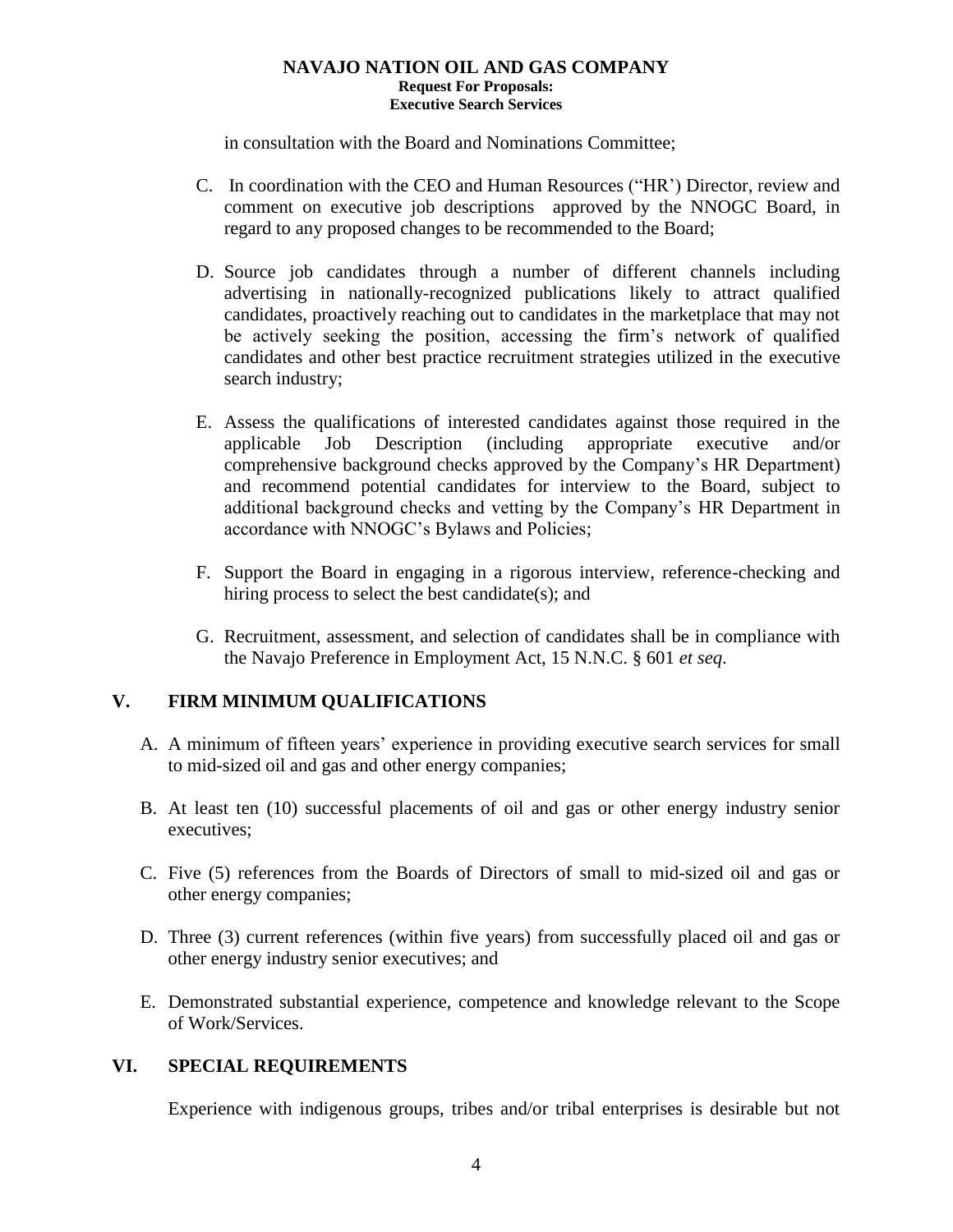in consultation with the Board and Nominations Committee;

C. In coordination with the CEO and Human Resources ("HR') Director, review and comment on executive job descriptions approved by the NNOGC Board, in regard to any proposed changes to be recommended to the Board;

D. Source job candidates through a number of different channels including advertising in nationally-recognized publications likely to attract qualified candidates, proactively reaching out to candidates in the marketplace that may not be actively seeking the position, accessing the firm's network of qualified candidates and other best practice recruitment strategies utilized in the executive search industry;

E. Assess the qualifications of interested candidates against those required in the applicable Job Description (including appropriate executive and/or comprehensive background checks approved by the Company's HR Department) and recommend potential candidates for interview to the Board, subject to additional background checks and vetting by the Company's HR Department in accordance with NNOGC's Bylaws and Policies;

F. Support the Board in engaging in a rigorous interview, reference-checking and hiring process to select the best candidate(s); and

G. Recruitment, assessment, and selection of candidates shall be in compliance with the Navajo Preference in Employment Act, 15 N.N.C. § 601 *et seq*.

## V. FIRM MINIMUM QUALIFICATIONS

A. A minimum of fifteen years' experience in providing executive search services for small to mid-sized oil and gas and other energy companies;

B. At least ten (10) successful placements of oil and gas or other energy industry senior executives;

C. Five (5) references from the Boards of Directors of small to mid-sized oil and gas or other energy companies;

D. Three (3) current references (within five years) from successfully placed oil and gas or other energy industry senior executives; and

E. Demonstrated substantial experience, competence and knowledge relevant to the Scope of Work/Services.

## VI. SPECIAL REQUIREMENTS

Experience with indigenous groups, tribes and/or tribal enterprises is desirable but not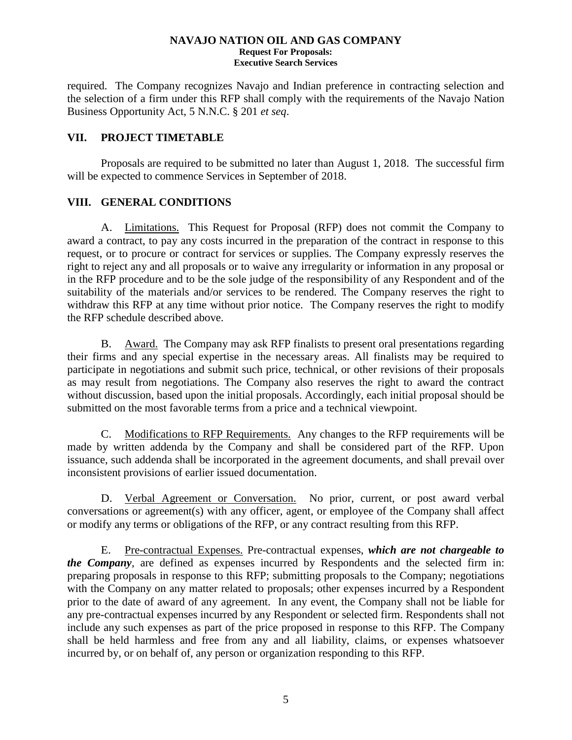required. The Company recognizes Navajo and Indian preference in contracting selection and the selection of a firm under this RFP shall comply with the requirements of the Navajo Nation Business Opportunity Act, 5 N.N.C. § 201 *et seq*.

## VII. PROJECT TIMETABLE

Proposals are required to be submitted no later than August 1, 2018. The successful firm will be expected to commence Services in September of 2018.

## VIII. GENERAL CONDITIONS

A. Limitations. This Request for Proposal (RFP) does not commit the Company to award a contract, to pay any costs incurred in the preparation of the contract in response to this request, or to procure or contract for services or supplies. The Company expressly reserves the right to reject any and all proposals or to waive any irregularity or information in any proposal or in the RFP procedure and to be the sole judge of the responsibility of any Respondent and of the suitability of the materials and/or services to be rendered. The Company reserves the right to withdraw this RFP at any time without prior notice. The Company reserves the right to modify the RFP schedule described above.

B. Award. The Company may ask RFP finalists to present oral presentations regarding their firms and any special expertise in the necessary areas. All finalists may be required to participate in negotiations and submit such price, technical, or other revisions of their proposals as may result from negotiations. The Company also reserves the right to award the contract without discussion, based upon the initial proposals. Accordingly, each initial proposal should be submitted on the most favorable terms from a price and a technical viewpoint.

C. Modifications to RFP Requirements. Any changes to the RFP requirements will be made by written addenda by the Company and shall be considered part of the RFP. Upon issuance, such addenda shall be incorporated in the agreement documents, and shall prevail over inconsistent provisions of earlier issued documentation.

D. Verbal Agreement or Conversation. No prior, current, or post award verbal conversations or agreement(s) with any officer, agent, or employee of the Company shall affect or modify any terms or obligations of the RFP, or any contract resulting from this RFP.

E. Pre-contractual Expenses. Pre-contractual expenses, ***which are not chargeable to the Company***, are defined as expenses incurred by Respondents and the selected firm in: preparing proposals in response to this RFP; submitting proposals to the Company; negotiations with the Company on any matter related to proposals; other expenses incurred by a Respondent prior to the date of award of any agreement. In any event, the Company shall not be liable for any pre-contractual expenses incurred by any Respondent or selected firm. Respondents shall not include any such expenses as part of the price proposed in response to this RFP. The Company shall be held harmless and free from any and all liability, claims, or expenses whatsoever incurred by, or on behalf of, any person or organization responding to this RFP.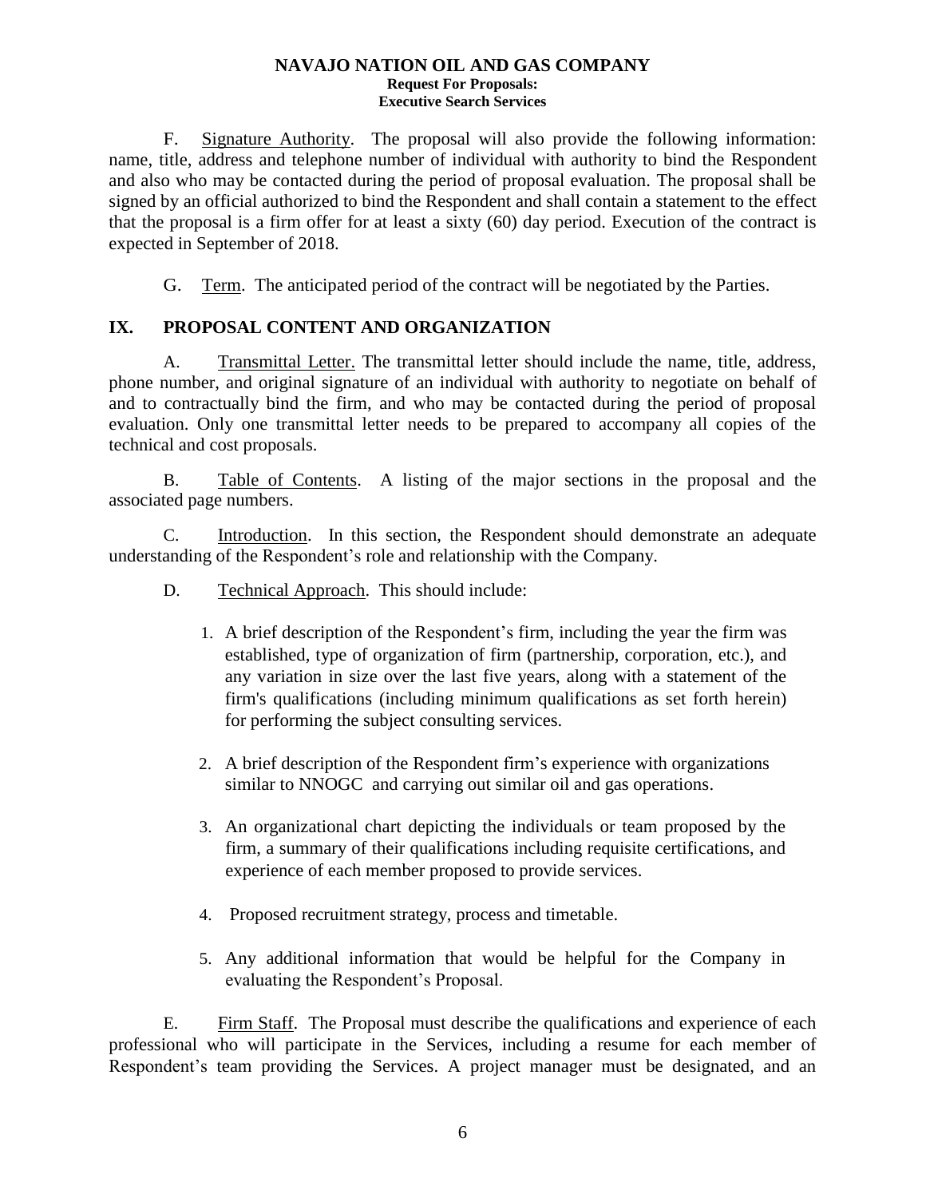F. Signature Authority. The proposal will also provide the following information: name, title, address and telephone number of individual with authority to bind the Respondent and also who may be contacted during the period of proposal evaluation. The proposal shall be signed by an official authorized to bind the Respondent and shall contain a statement to the effect that the proposal is a firm offer for at least a sixty (60) day period. Execution of the contract is expected in September of 2018.

G. Term. The anticipated period of the contract will be negotiated by the Parties.

## IX. PROPOSAL CONTENT AND ORGANIZATION

A. Transmittal Letter. The transmittal letter should include the name, title, address, phone number, and original signature of an individual with authority to negotiate on behalf of and to contractually bind the firm, and who may be contacted during the period of proposal evaluation. Only one transmittal letter needs to be prepared to accompany all copies of the technical and cost proposals.

B. Table of Contents. A listing of the major sections in the proposal and the associated page numbers.

C. Introduction. In this section, the Respondent should demonstrate an adequate understanding of the Respondent's role and relationship with the Company.

D. Technical Approach. This should include:

1. A brief description of the Respondent's firm, including the year the firm was established, type of organization of firm (partnership, corporation, etc.), and any variation in size over the last five years, along with a statement of the firm's qualifications (including minimum qualifications as set forth herein) for performing the subject consulting services.
2. A brief description of the Respondent firm's experience with organizations similar to NNOGC and carrying out similar oil and gas operations.
3. An organizational chart depicting the individuals or team proposed by the firm, a summary of their qualifications including requisite certifications, and experience of each member proposed to provide services.
4. Proposed recruitment strategy, process and timetable.
5. Any additional information that would be helpful for the Company in evaluating the Respondent's Proposal.

E. Firm Staff. The Proposal must describe the qualifications and experience of each professional who will participate in the Services, including a resume for each member of Respondent's team providing the Services. A project manager must be designated, and an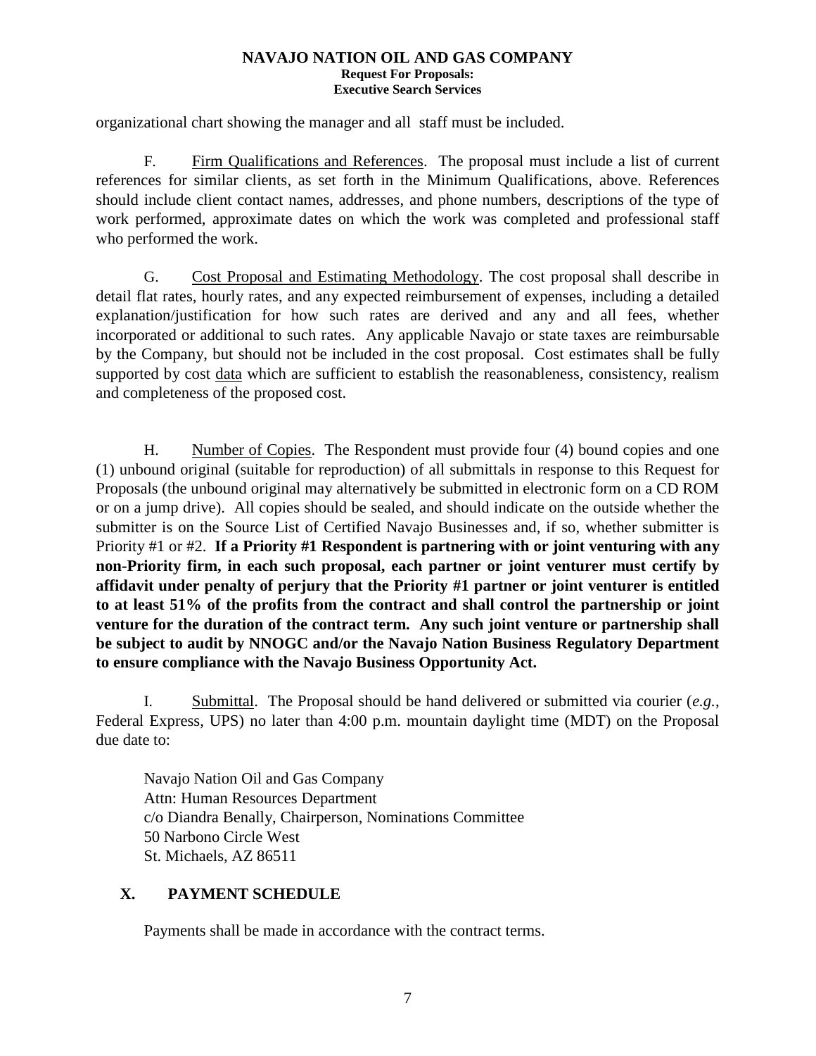organizational chart showing the manager and all staff must be included.

F. Firm Qualifications and References. The proposal must include a list of current references for similar clients, as set forth in the Minimum Qualifications, above. References should include client contact names, addresses, and phone numbers, descriptions of the type of work performed, approximate dates on which the work was completed and professional staff who performed the work.

G. Cost Proposal and Estimating Methodology. The cost proposal shall describe in detail flat rates, hourly rates, and any expected reimbursement of expenses, including a detailed explanation/justification for how such rates are derived and any and all fees, whether incorporated or additional to such rates. Any applicable Navajo or state taxes are reimbursable by the Company, but should not be included in the cost proposal. Cost estimates shall be fully supported by cost data which are sufficient to establish the reasonableness, consistency, realism and completeness of the proposed cost.

H. Number of Copies. The Respondent must provide four (4) bound copies and one (1) unbound original (suitable for reproduction) of all submittals in response to this Request for Proposals (the unbound original may alternatively be submitted in electronic form on a CD ROM or on a jump drive). All copies should be sealed, and should indicate on the outside whether the submitter is on the Source List of Certified Navajo Businesses and, if so, whether submitter is Priority #1 or #2. **If a Priority #1 Respondent is partnering with or joint venturing with any non-Priority firm, in each such proposal, each partner or joint venturer must certify by affidavit under penalty of perjury that the Priority #1 partner or joint venturer is entitled to at least 51% of the profits from the contract and shall control the partnership or joint venture for the duration of the contract term. Any such joint venture or partnership shall be subject to audit by NNOGC and/or the Navajo Nation Business Regulatory Department to ensure compliance with the Navajo Business Opportunity Act.**

I. Submittal. The Proposal should be hand delivered or submitted via courier (*e.g.*, Federal Express, UPS) no later than 4:00 p.m. mountain daylight time (MDT) on the Proposal due date to:

Navajo Nation Oil and Gas Company
Attn: Human Resources Department
c/o Diandra Benally, Chairperson, Nominations Committee
50 Narbono Circle West
St. Michaels, AZ 86511

## X. PAYMENT SCHEDULE

Payments shall be made in accordance with the contract terms.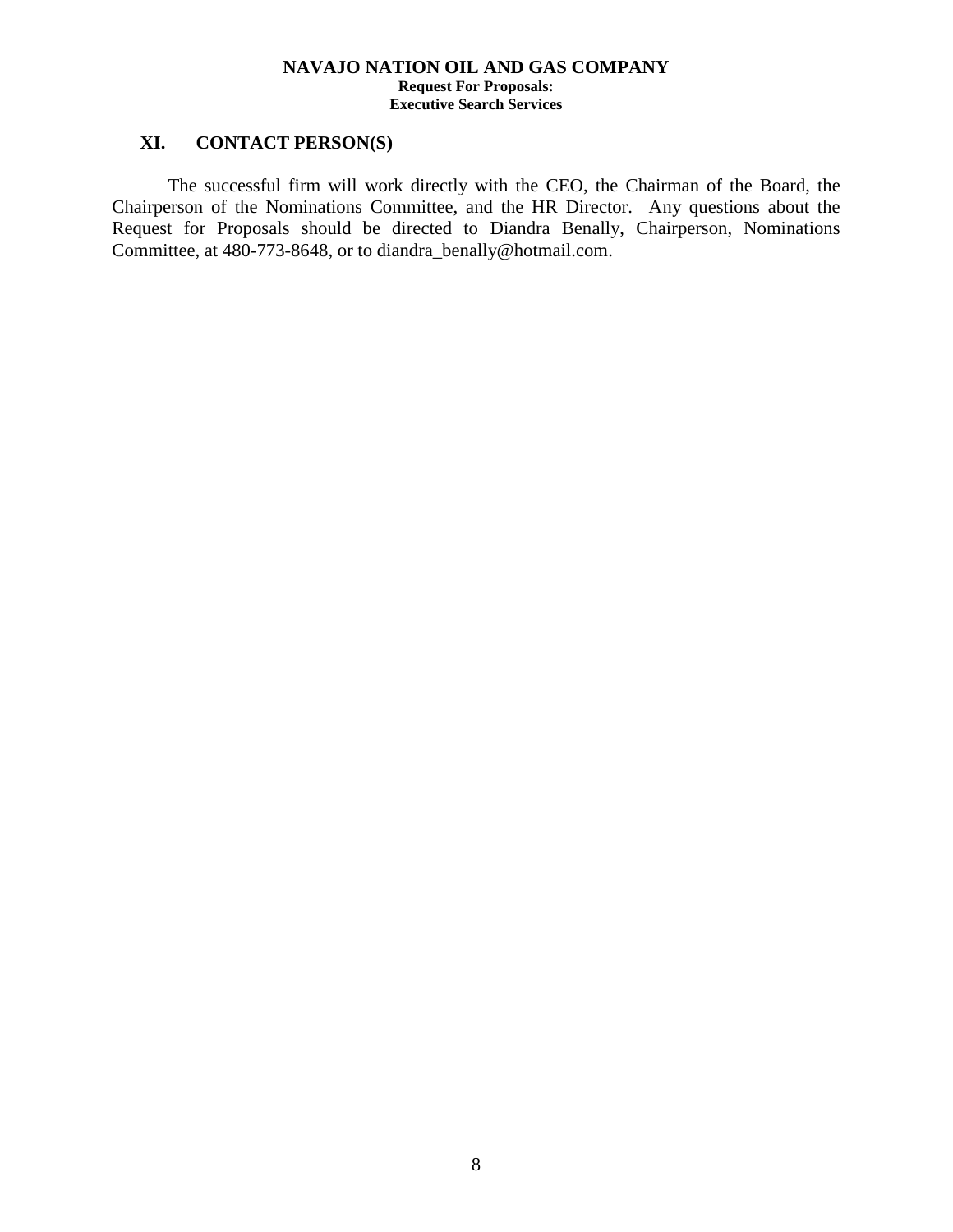## XI. CONTACT PERSON(S)

The successful firm will work directly with the CEO, the Chairman of the Board, the Chairperson of the Nominations Committee, and the HR Director. Any questions about the Request for Proposals should be directed to Diandra Benally, Chairperson, Nominations Committee, at 480-773-8648, or to diandra_benally@hotmail.com.